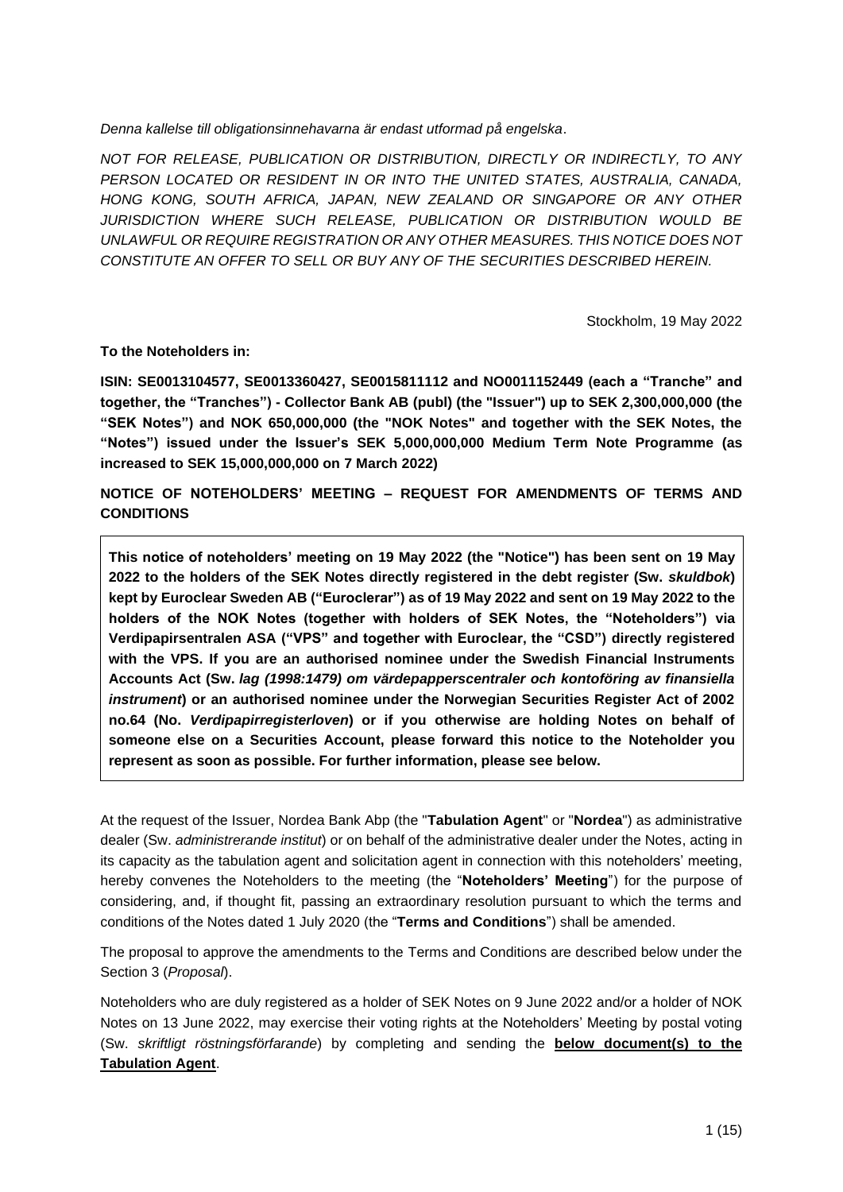*Denna kallelse till obligationsinnehavarna är endast utformad på engelska*.

*NOT FOR RELEASE, PUBLICATION OR DISTRIBUTION, DIRECTLY OR INDIRECTLY, TO ANY PERSON LOCATED OR RESIDENT IN OR INTO THE UNITED STATES, AUSTRALIA, CANADA, HONG KONG, SOUTH AFRICA, JAPAN, NEW ZEALAND OR SINGAPORE OR ANY OTHER JURISDICTION WHERE SUCH RELEASE, PUBLICATION OR DISTRIBUTION WOULD BE UNLAWFUL OR REQUIRE REGISTRATION OR ANY OTHER MEASURES. THIS NOTICE DOES NOT CONSTITUTE AN OFFER TO SELL OR BUY ANY OF THE SECURITIES DESCRIBED HEREIN.*

Stockholm, 19 May 2022

**To the Noteholders in:**

**ISIN: SE0013104577, SE0013360427, SE0015811112 and NO0011152449 (each a "Tranche" and together, the "Tranches") - Collector Bank AB (publ) (the "Issuer") up to SEK 2,300,000,000 (the "SEK Notes") and NOK 650,000,000 (the "NOK Notes" and together with the SEK Notes, the "Notes") issued under the Issuer's SEK 5,000,000,000 Medium Term Note Programme (as increased to SEK 15,000,000,000 on 7 March 2022)**

**NOTICE OF NOTEHOLDERS' MEETING – REQUEST FOR AMENDMENTS OF TERMS AND CONDITIONS**

**This notice of noteholders' meeting on 19 May 2022 (the "Notice") has been sent on 19 May 2022 to the holders of the SEK Notes directly registered in the debt register (Sw. *skuldbok*) kept by Euroclear Sweden AB ("Euroclerar") as of 19 May 2022 and sent on 19 May 2022 to the holders of the NOK Notes (together with holders of SEK Notes, the "Noteholders") via Verdipapirsentralen ASA ("VPS" and together with Euroclear, the "CSD") directly registered with the VPS. If you are an authorised nominee under the Swedish Financial Instruments Accounts Act (Sw. *lag (1998:1479) om värdepapperscentraler och kontoföring av finansiella instrument*) or an authorised nominee under the Norwegian Securities Register Act of 2002 no.64 (No. *Verdipapirregisterloven*) or if you otherwise are holding Notes on behalf of someone else on a Securities Account, please forward this notice to the Noteholder you represent as soon as possible. For further information, please see below.**

At the request of the Issuer, Nordea Bank Abp (the "**Tabulation Agent**" or "**Nordea**") as administrative dealer (Sw. *administrerande institut*) or on behalf of the administrative dealer under the Notes, acting in its capacity as the tabulation agent and solicitation agent in connection with this noteholders' meeting, hereby convenes the Noteholders to the meeting (the "**Noteholders' Meeting**") for the purpose of considering, and, if thought fit, passing an extraordinary resolution pursuant to which the terms and conditions of the Notes dated 1 July 2020 (the "**Terms and Conditions**") shall be amended.

The proposal to approve the amendments to the Terms and Conditions are described below under the Section 3 (*Proposal*).

Noteholders who are duly registered as a holder of SEK Notes on 9 June 2022 and/or a holder of NOK Notes on 13 June 2022, may exercise their voting rights at the Noteholders' Meeting by postal voting (Sw. *skriftligt röstningsförfarande*) by completing and sending the **below document(s) to the Tabulation Agent**.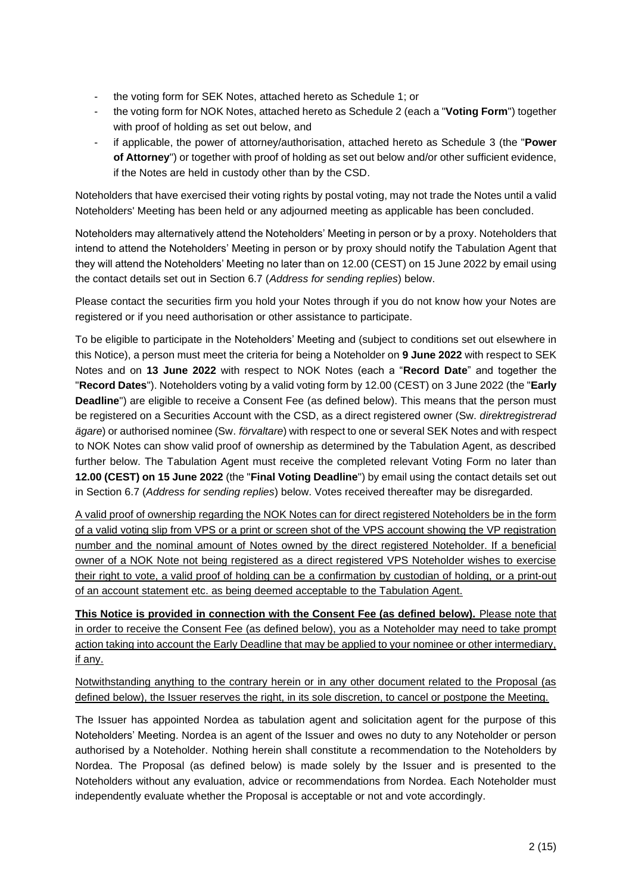- the voting form for SEK Notes, attached hereto as Schedule 1; or
- the voting form for NOK Notes, attached hereto as Schedule 2 (each a "**Voting Form**") together with proof of holding as set out below, and
- if applicable, the power of attorney/authorisation, attached hereto as Schedule 3 (the "**Power of Attorney**") or together with proof of holding as set out below and/or other sufficient evidence, if the Notes are held in custody other than by the CSD.

Noteholders that have exercised their voting rights by postal voting, may not trade the Notes until a valid Noteholders' Meeting has been held or any adjourned meeting as applicable has been concluded.

Noteholders may alternatively attend the Noteholders' Meeting in person or by a proxy. Noteholders that intend to attend the Noteholders' Meeting in person or by proxy should notify the Tabulation Agent that they will attend the Noteholders' Meeting no later than on 12.00 (CEST) on 15 June 2022 by email using the contact details set out in Section 6.7 (*Address for sending replies*) below.

Please contact the securities firm you hold your Notes through if you do not know how your Notes are registered or if you need authorisation or other assistance to participate.

To be eligible to participate in the Noteholders' Meeting and (subject to conditions set out elsewhere in this Notice), a person must meet the criteria for being a Noteholder on **9 June 2022** with respect to SEK Notes and on **13 June 2022** with respect to NOK Notes (each a "**Record Date**" and together the "**Record Dates**"). Noteholders voting by a valid voting form by 12.00 (CEST) on 3 June 2022 (the "**Early Deadline**") are eligible to receive a Consent Fee (as defined below). This means that the person must be registered on a Securities Account with the CSD, as a direct registered owner (Sw. *direktregistrerad ägare*) or authorised nominee (Sw. *förvaltare*) with respect to one or several SEK Notes and with respect to NOK Notes can show valid proof of ownership as determined by the Tabulation Agent, as described further below. The Tabulation Agent must receive the completed relevant Voting Form no later than **12.00 (CEST) on 15 June 2022** (the "**Final Voting Deadline**") by email using the contact details set out in Section 6.7 (*Address for sending replies*) below. Votes received thereafter may be disregarded.

<u>A valid proof of ownership regarding the NOK Notes can for direct registered Noteholders be in the form of a valid voting slip from VPS or a print or screen shot of the VPS account showing the VP registration number and the nominal amount of Notes owned by the direct registered Noteholder. If a beneficial owner of a NOK Note not being registered as a direct registered VPS Noteholder wishes to exercise their right to vote, a valid proof of holding can be a confirmation by custodian of holding, or a print-out of an account statement etc. as being deemed acceptable to the Tabulation Agent.</u>

<u>**This Notice is provided in connection with the Consent Fee (as defined below).**</u> <u>Please note that in order to receive the Consent Fee (as defined below), you as a Noteholder may need to take prompt action taking into account the Early Deadline that may be applied to your nominee or other intermediary, if any.</u>

<u>Notwithstanding anything to the contrary herein or in any other document related to the Proposal (as defined below), the Issuer reserves the right, in its sole discretion, to cancel or postpone the Meeting.</u>

The Issuer has appointed Nordea as tabulation agent and solicitation agent for the purpose of this Noteholders' Meeting. Nordea is an agent of the Issuer and owes no duty to any Noteholder or person authorised by a Noteholder. Nothing herein shall constitute a recommendation to the Noteholders by Nordea. The Proposal (as defined below) is made solely by the Issuer and is presented to the Noteholders without any evaluation, advice or recommendations from Nordea. Each Noteholder must independently evaluate whether the Proposal is acceptable or not and vote accordingly.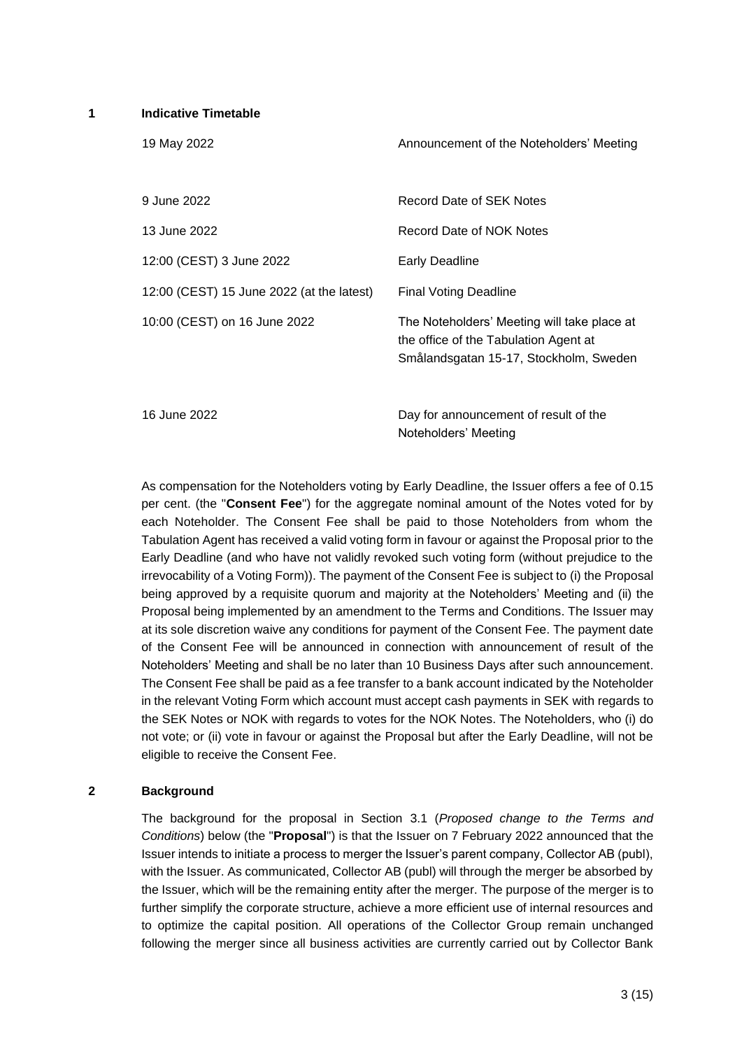## 1 Indicative Timetable

| | |
|---|---|
| 19 May 2022 | Announcement of the Noteholders' Meeting |
| 9 June 2022 | Record Date of SEK Notes |
| 13 June 2022 | Record Date of NOK Notes |
| 12:00 (CEST) 3 June 2022 | Early Deadline |
| 12:00 (CEST) 15 June 2022 (at the latest) | Final Voting Deadline |
| 10:00 (CEST) on 16 June 2022 | The Noteholders' Meeting will take place at the office of the Tabulation Agent at Smålandsgatan 15-17, Stockholm, Sweden |
| 16 June 2022 | Day for announcement of result of the Noteholders' Meeting |

As compensation for the Noteholders voting by Early Deadline, the Issuer offers a fee of 0.15 per cent. (the "**Consent Fee**") for the aggregate nominal amount of the Notes voted for by each Noteholder. The Consent Fee shall be paid to those Noteholders from whom the Tabulation Agent has received a valid voting form in favour or against the Proposal prior to the Early Deadline (and who have not validly revoked such voting form (without prejudice to the irrevocability of a Voting Form)). The payment of the Consent Fee is subject to (i) the Proposal being approved by a requisite quorum and majority at the Noteholders' Meeting and (ii) the Proposal being implemented by an amendment to the Terms and Conditions. The Issuer may at its sole discretion waive any conditions for payment of the Consent Fee. The payment date of the Consent Fee will be announced in connection with announcement of result of the Noteholders' Meeting and shall be no later than 10 Business Days after such announcement. The Consent Fee shall be paid as a fee transfer to a bank account indicated by the Noteholder in the relevant Voting Form which account must accept cash payments in SEK with regards to the SEK Notes or NOK with regards to votes for the NOK Notes. The Noteholders, who (i) do not vote; or (ii) vote in favour or against the Proposal but after the Early Deadline, will not be eligible to receive the Consent Fee.

## 2 Background

The background for the proposal in Section 3.1 (*Proposed change to the Terms and Conditions*) below (the "**Proposal**") is that the Issuer on 7 February 2022 announced that the Issuer intends to initiate a process to merger the Issuer's parent company, Collector AB (publ), with the Issuer. As communicated, Collector AB (publ) will through the merger be absorbed by the Issuer, which will be the remaining entity after the merger. The purpose of the merger is to further simplify the corporate structure, achieve a more efficient use of internal resources and to optimize the capital position. All operations of the Collector Group remain unchanged following the merger since all business activities are currently carried out by Collector Bank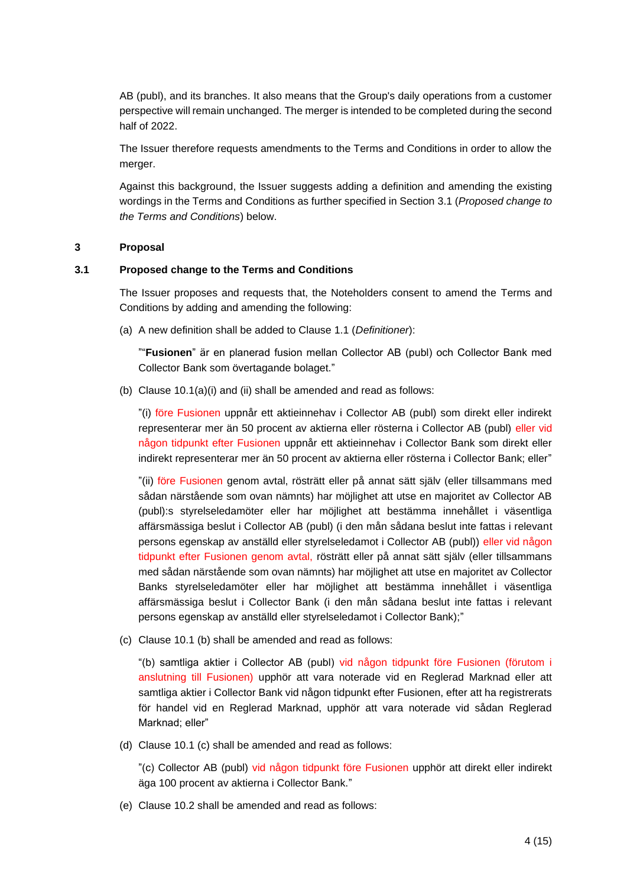AB (publ), and its branches. It also means that the Group's daily operations from a customer perspective will remain unchanged. The merger is intended to be completed during the second half of 2022.

The Issuer therefore requests amendments to the Terms and Conditions in order to allow the merger.

Against this background, the Issuer suggests adding a definition and amending the existing wordings in the Terms and Conditions as further specified in Section 3.1 (*Proposed change to the Terms and Conditions*) below.

## 3 Proposal

### 3.1 Proposed change to the Terms and Conditions

The Issuer proposes and requests that, the Noteholders consent to amend the Terms and Conditions by adding and amending the following:

(a) A new definition shall be added to Clause 1.1 (*Definitioner*):

""**Fusionen**" är en planerad fusion mellan Collector AB (publ) och Collector Bank med Collector Bank som övertagande bolaget."

(b) Clause 10.1(a)(i) and (ii) shall be amended and read as follows:

"(i) före Fusionen uppnår ett aktieinnehav i Collector AB (publ) som direkt eller indirekt representerar mer än 50 procent av aktierna eller rösterna i Collector AB (publ) eller vid någon tidpunkt efter Fusionen uppnår ett aktieinnehav i Collector Bank som direkt eller indirekt representerar mer än 50 procent av aktierna eller rösterna i Collector Bank; eller"

"(ii) före Fusionen genom avtal, rösträtt eller på annat sätt själv (eller tillsammans med sådan närstående som ovan nämnts) har möjlighet att utse en majoritet av Collector AB (publ):s styrelseledamöter eller har möjlighet att bestämma innehållet i väsentliga affärsmässiga beslut i Collector AB (publ) (i den mån sådana beslut inte fattas i relevant persons egenskap av anställd eller styrelseledamot i Collector AB (publ)) eller vid någon tidpunkt efter Fusionen genom avtal, rösträtt eller på annat sätt själv (eller tillsammans med sådan närstående som ovan nämnts) har möjlighet att utse en majoritet av Collector Banks styrelseledamöter eller har möjlighet att bestämma innehållet i väsentliga affärsmässiga beslut i Collector Bank (i den mån sådana beslut inte fattas i relevant persons egenskap av anställd eller styrelseledamot i Collector Bank);"

(c) Clause 10.1 (b) shall be amended and read as follows:

"(b) samtliga aktier i Collector AB (publ) vid någon tidpunkt före Fusionen (förutom i anslutning till Fusionen) upphör att vara noterade vid en Reglerad Marknad eller att samtliga aktier i Collector Bank vid någon tidpunkt efter Fusionen, efter att ha registrerats för handel vid en Reglerad Marknad, upphör att vara noterade vid sådan Reglerad Marknad; eller"

(d) Clause 10.1 (c) shall be amended and read as follows:

"(c) Collector AB (publ) vid någon tidpunkt före Fusionen upphör att direkt eller indirekt äga 100 procent av aktierna i Collector Bank."

(e) Clause 10.2 shall be amended and read as follows: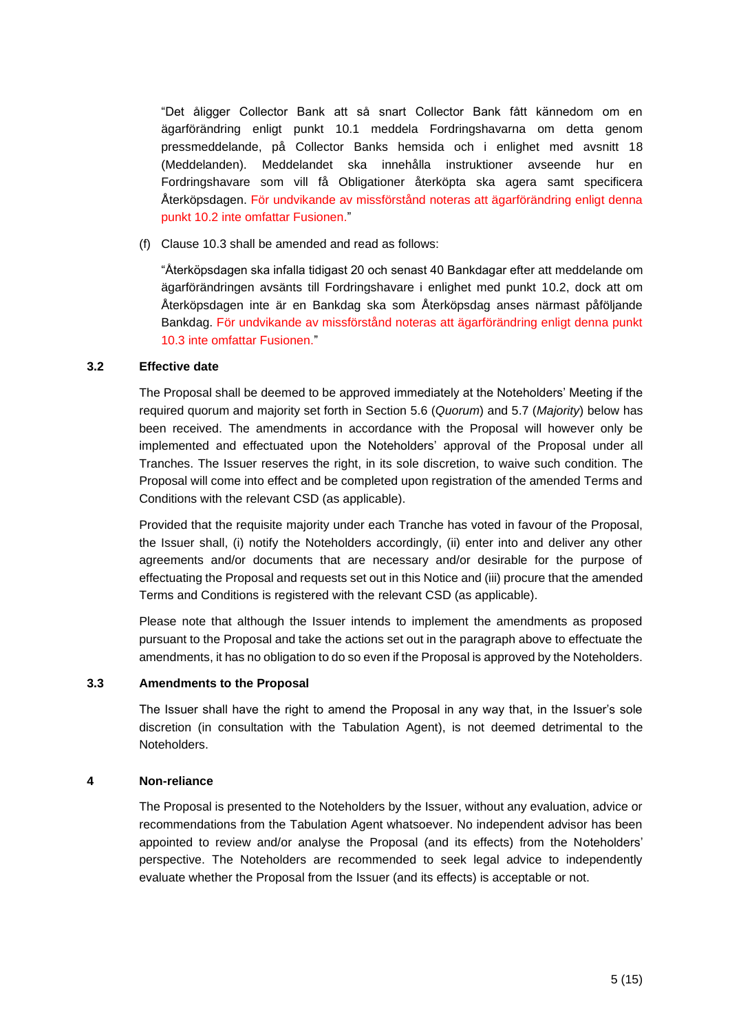"Det åligger Collector Bank att så snart Collector Bank fått kännedom om en ägarförändring enligt punkt 10.1 meddela Fordringshavarna om detta genom pressmeddelande, på Collector Banks hemsida och i enlighet med avsnitt 18 (Meddelanden). Meddelandet ska innehålla instruktioner avseende hur en Fordringshavare som vill få Obligationer återköpta ska agera samt specificera Återköpsdagen. För undvikande av missförstånd noteras att ägarförändring enligt denna punkt 10.2 inte omfattar Fusionen."

(f) Clause 10.3 shall be amended and read as follows:

"Återköpsdagen ska infalla tidigast 20 och senast 40 Bankdagar efter att meddelande om ägarförändringen avsänts till Fordringshavare i enlighet med punkt 10.2, dock att om Återköpsdagen inte är en Bankdag ska som Återköpsdag anses närmast påföljande Bankdag. För undvikande av missförstånd noteras att ägarförändring enligt denna punkt 10.3 inte omfattar Fusionen."

### 3.2 Effective date

The Proposal shall be deemed to be approved immediately at the Noteholders' Meeting if the required quorum and majority set forth in Section 5.6 (*Quorum*) and 5.7 (*Majority*) below has been received. The amendments in accordance with the Proposal will however only be implemented and effectuated upon the Noteholders' approval of the Proposal under all Tranches. The Issuer reserves the right, in its sole discretion, to waive such condition. The Proposal will come into effect and be completed upon registration of the amended Terms and Conditions with the relevant CSD (as applicable).

Provided that the requisite majority under each Tranche has voted in favour of the Proposal, the Issuer shall, (i) notify the Noteholders accordingly, (ii) enter into and deliver any other agreements and/or documents that are necessary and/or desirable for the purpose of effectuating the Proposal and requests set out in this Notice and (iii) procure that the amended Terms and Conditions is registered with the relevant CSD (as applicable).

Please note that although the Issuer intends to implement the amendments as proposed pursuant to the Proposal and take the actions set out in the paragraph above to effectuate the amendments, it has no obligation to do so even if the Proposal is approved by the Noteholders.

### 3.3 Amendments to the Proposal

The Issuer shall have the right to amend the Proposal in any way that, in the Issuer's sole discretion (in consultation with the Tabulation Agent), is not deemed detrimental to the Noteholders.

## 4 Non-reliance

The Proposal is presented to the Noteholders by the Issuer, without any evaluation, advice or recommendations from the Tabulation Agent whatsoever. No independent advisor has been appointed to review and/or analyse the Proposal (and its effects) from the Noteholders' perspective. The Noteholders are recommended to seek legal advice to independently evaluate whether the Proposal from the Issuer (and its effects) is acceptable or not.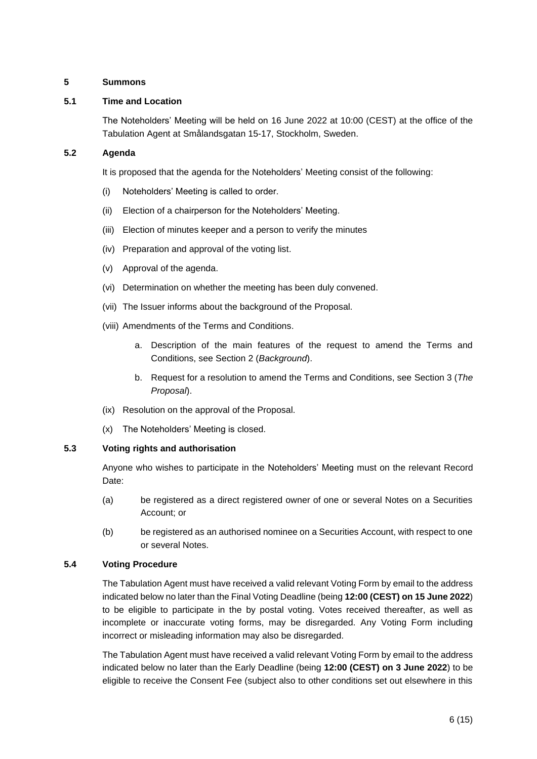## 5 Summons

### 5.1 Time and Location

The Noteholders' Meeting will be held on 16 June 2022 at 10:00 (CEST) at the office of the Tabulation Agent at Smålandsgatan 15-17, Stockholm, Sweden.

### 5.2 Agenda

It is proposed that the agenda for the Noteholders' Meeting consist of the following:

(i) Noteholders' Meeting is called to order.

(ii) Election of a chairperson for the Noteholders' Meeting.

(iii) Election of minutes keeper and a person to verify the minutes

(iv) Preparation and approval of the voting list.

(v) Approval of the agenda.

(vi) Determination on whether the meeting has been duly convened.

(vii) The Issuer informs about the background of the Proposal.

(viii) Amendments of the Terms and Conditions.

a. Description of the main features of the request to amend the Terms and Conditions, see Section 2 (*Background*).

b. Request for a resolution to amend the Terms and Conditions, see Section 3 (*The Proposal*).

(ix) Resolution on the approval of the Proposal.

(x) The Noteholders' Meeting is closed.

### 5.3 Voting rights and authorisation

Anyone who wishes to participate in the Noteholders' Meeting must on the relevant Record Date:

(a) be registered as a direct registered owner of one or several Notes on a Securities Account; or

(b) be registered as an authorised nominee on a Securities Account, with respect to one or several Notes.

### 5.4 Voting Procedure

The Tabulation Agent must have received a valid relevant Voting Form by email to the address indicated below no later than the Final Voting Deadline (being **12:00 (CEST) on 15 June 2022**) to be eligible to participate in the by postal voting. Votes received thereafter, as well as incomplete or inaccurate voting forms, may be disregarded. Any Voting Form including incorrect or misleading information may also be disregarded.

The Tabulation Agent must have received a valid relevant Voting Form by email to the address indicated below no later than the Early Deadline (being **12:00 (CEST) on 3 June 2022**) to be eligible to receive the Consent Fee (subject also to other conditions set out elsewhere in this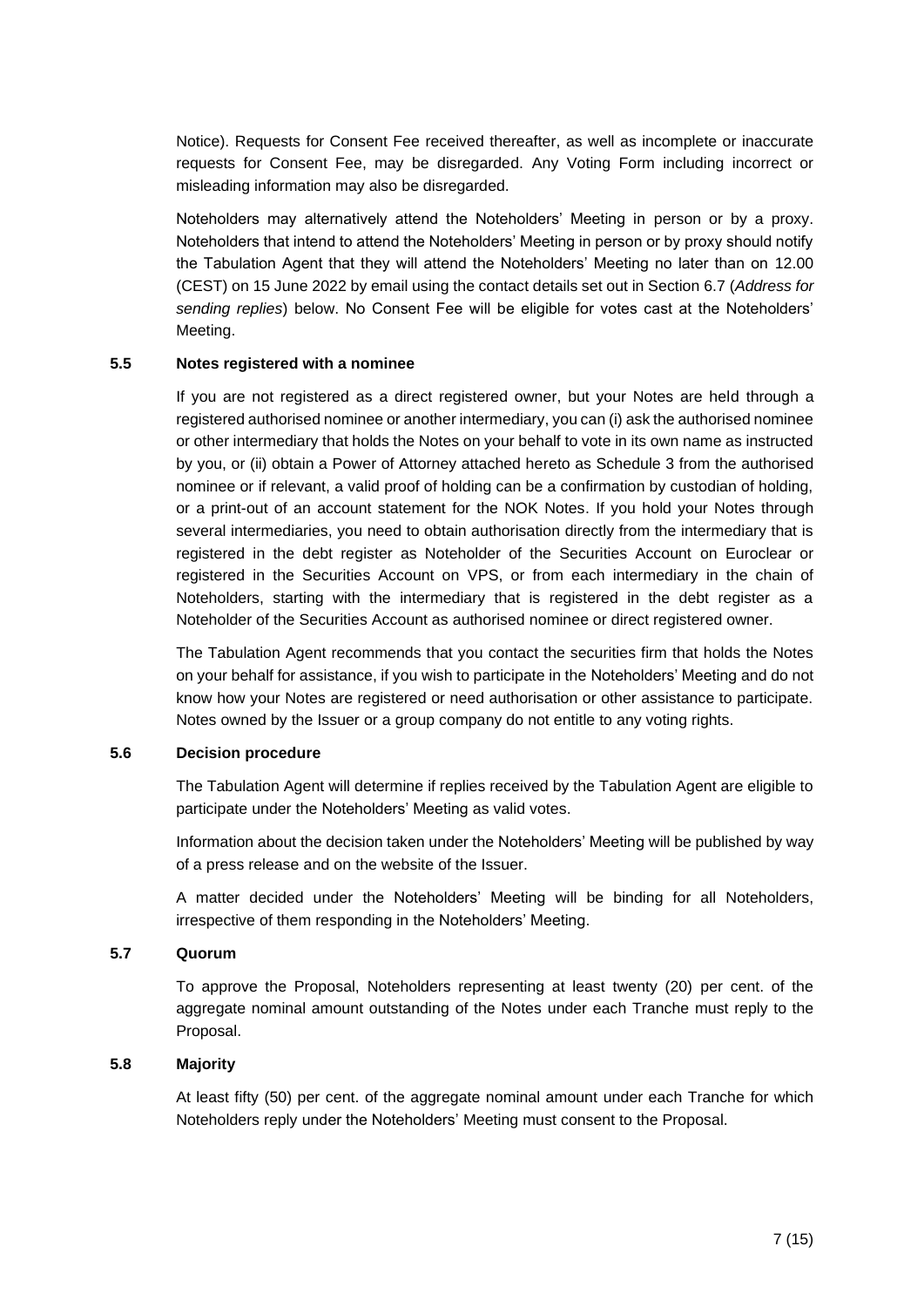Notice). Requests for Consent Fee received thereafter, as well as incomplete or inaccurate requests for Consent Fee, may be disregarded. Any Voting Form including incorrect or misleading information may also be disregarded.

Noteholders may alternatively attend the Noteholders' Meeting in person or by a proxy. Noteholders that intend to attend the Noteholders' Meeting in person or by proxy should notify the Tabulation Agent that they will attend the Noteholders' Meeting no later than on 12.00 (CEST) on 15 June 2022 by email using the contact details set out in Section 6.7 (*Address for sending replies*) below. No Consent Fee will be eligible for votes cast at the Noteholders' Meeting.

### 5.5 Notes registered with a nominee

If you are not registered as a direct registered owner, but your Notes are held through a registered authorised nominee or another intermediary, you can (i) ask the authorised nominee or other intermediary that holds the Notes on your behalf to vote in its own name as instructed by you, or (ii) obtain a Power of Attorney attached hereto as Schedule 3 from the authorised nominee or if relevant, a valid proof of holding can be a confirmation by custodian of holding, or a print-out of an account statement for the NOK Notes. If you hold your Notes through several intermediaries, you need to obtain authorisation directly from the intermediary that is registered in the debt register as Noteholder of the Securities Account on Euroclear or registered in the Securities Account on VPS, or from each intermediary in the chain of Noteholders, starting with the intermediary that is registered in the debt register as a Noteholder of the Securities Account as authorised nominee or direct registered owner.

The Tabulation Agent recommends that you contact the securities firm that holds the Notes on your behalf for assistance, if you wish to participate in the Noteholders' Meeting and do not know how your Notes are registered or need authorisation or other assistance to participate. Notes owned by the Issuer or a group company do not entitle to any voting rights.

### 5.6 Decision procedure

The Tabulation Agent will determine if replies received by the Tabulation Agent are eligible to participate under the Noteholders' Meeting as valid votes.

Information about the decision taken under the Noteholders' Meeting will be published by way of a press release and on the website of the Issuer.

A matter decided under the Noteholders' Meeting will be binding for all Noteholders, irrespective of them responding in the Noteholders' Meeting.

### 5.7 Quorum

To approve the Proposal, Noteholders representing at least twenty (20) per cent. of the aggregate nominal amount outstanding of the Notes under each Tranche must reply to the Proposal.

### 5.8 Majority

At least fifty (50) per cent. of the aggregate nominal amount under each Tranche for which Noteholders reply under the Noteholders' Meeting must consent to the Proposal.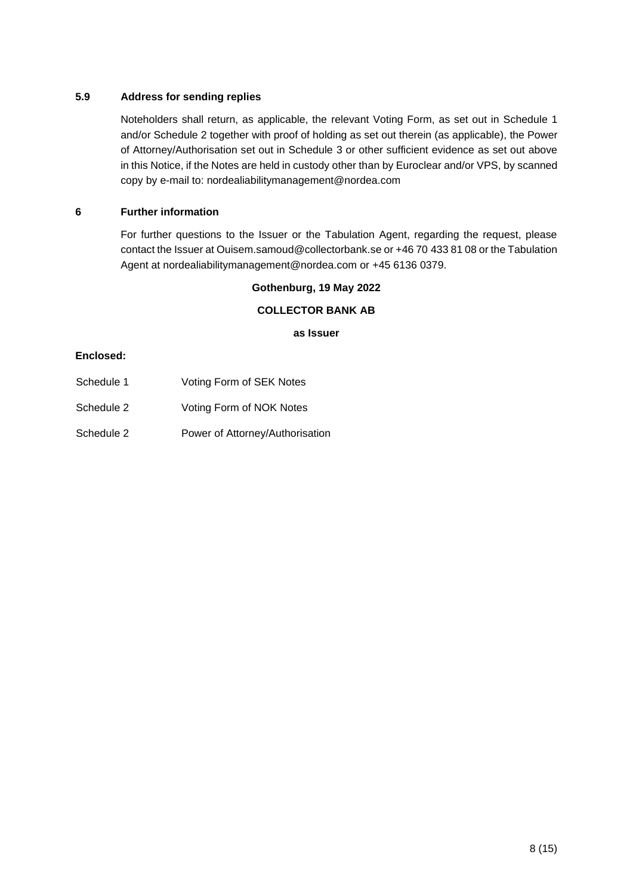### 5.9 Address for sending replies

Noteholders shall return, as applicable, the relevant Voting Form, as set out in Schedule 1 and/or Schedule 2 together with proof of holding as set out therein (as applicable), the Power of Attorney/Authorisation set out in Schedule 3 or other sufficient evidence as set out above in this Notice, if the Notes are held in custody other than by Euroclear and/or VPS, by scanned copy by e-mail to: nordealiabilitymanagement@nordea.com

## 6 Further information

For further questions to the Issuer or the Tabulation Agent, regarding the request, please contact the Issuer at Ouisem.samoud@collectorbank.se or +46 70 433 81 08 or the Tabulation Agent at nordealiabilitymanagement@nordea.com or +45 6136 0379.

**Gothenburg, 19 May 2022**

**COLLECTOR BANK AB**

**as Issuer**

**Enclosed:**

| | |
|---|---|
| Schedule 1 | Voting Form of SEK Notes |
| Schedule 2 | Voting Form of NOK Notes |
| Schedule 2 | Power of Attorney/Authorisation |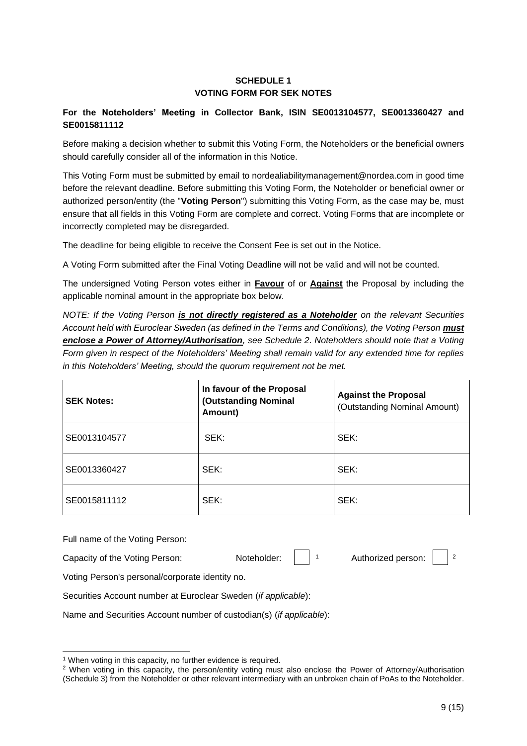**SCHEDULE 1**
**VOTING FORM FOR SEK NOTES**

**For the Noteholders' Meeting in Collector Bank, ISIN SE0013104577, SE0013360427 and SE0015811112**

Before making a decision whether to submit this Voting Form, the Noteholders or the beneficial owners should carefully consider all of the information in this Notice.

This Voting Form must be submitted by email to nordealiabilitymanagement@nordea.com in good time before the relevant deadline. Before submitting this Voting Form, the Noteholder or beneficial owner or authorized person/entity (the "**Voting Person**") submitting this Voting Form, as the case may be, must ensure that all fields in this Voting Form are complete and correct. Voting Forms that are incomplete or incorrectly completed may be disregarded.

The deadline for being eligible to receive the Consent Fee is set out in the Notice.

A Voting Form submitted after the Final Voting Deadline will not be valid and will not be counted.

The undersigned Voting Person votes either in **Favour** of or **Against** the Proposal by including the applicable nominal amount in the appropriate box below.

*NOTE: If the Voting Person **is not directly registered as a Noteholder** on the relevant Securities Account held with Euroclear Sweden (as defined in the Terms and Conditions), the Voting Person **must enclose a Power of Attorney/Authorisation**, see Schedule 2. Noteholders should note that a Voting Form given in respect of the Noteholders' Meeting shall remain valid for any extended time for replies in this Noteholders' Meeting, should the quorum requirement not be met.*

| **SEK Notes:** | **In favour of the Proposal (Outstanding Nominal Amount)** | **Against the Proposal** (Outstanding Nominal Amount) |
|---|---|---|
| SE0013104577 | SEK: | SEK: |
| SE0013360427 | SEK: | SEK: |
| SE0015811112 | SEK: | SEK: |

Full name of the Voting Person:

Capacity of the Voting Person: Noteholder: ☐ [1] Authorized person: ☐ [2]

Voting Person's personal/corporate identity no.

Securities Account number at Euroclear Sweden (*if applicable*):

Name and Securities Account number of custodian(s) (*if applicable*):

---

[1] When voting in this capacity, no further evidence is required.

[2] When voting in this capacity, the person/entity voting must also enclose the Power of Attorney/Authorisation (Schedule 3) from the Noteholder or other relevant intermediary with an unbroken chain of PoAs to the Noteholder.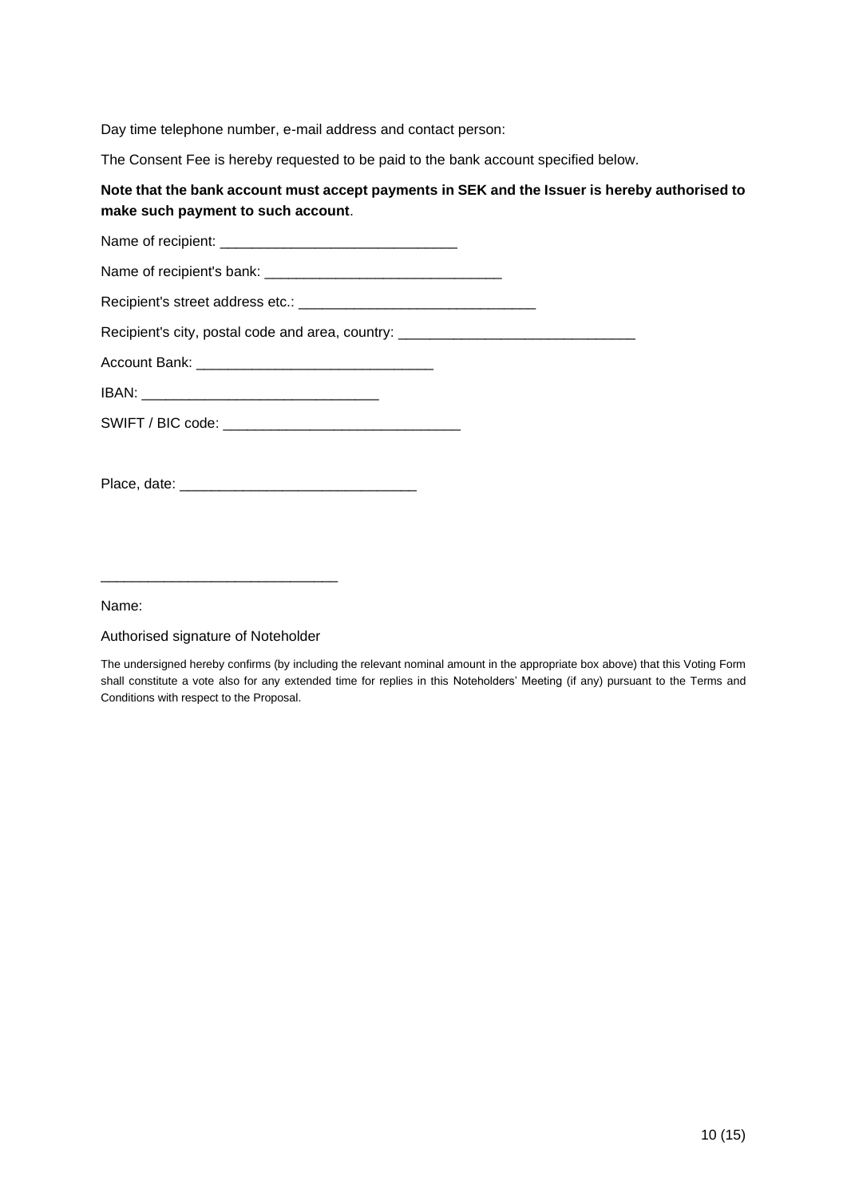Day time telephone number, e-mail address and contact person:

The Consent Fee is hereby requested to be paid to the bank account specified below.

**Note that the bank account must accept payments in SEK and the Issuer is hereby authorised to make such payment to such account**.

Name of recipient: ______________________________

Name of recipient's bank: ______________________________

Recipient's street address etc.: ______________________________

Recipient's city, postal code and area, country: ______________________________

Account Bank: ______________________________

IBAN: ______________________________

SWIFT / BIC code: ______________________________

Place, date: ______________________________

______________________________

Name:

Authorised signature of Noteholder

The undersigned hereby confirms (by including the relevant nominal amount in the appropriate box above) that this Voting Form shall constitute a vote also for any extended time for replies in this Noteholders' Meeting (if any) pursuant to the Terms and Conditions with respect to the Proposal.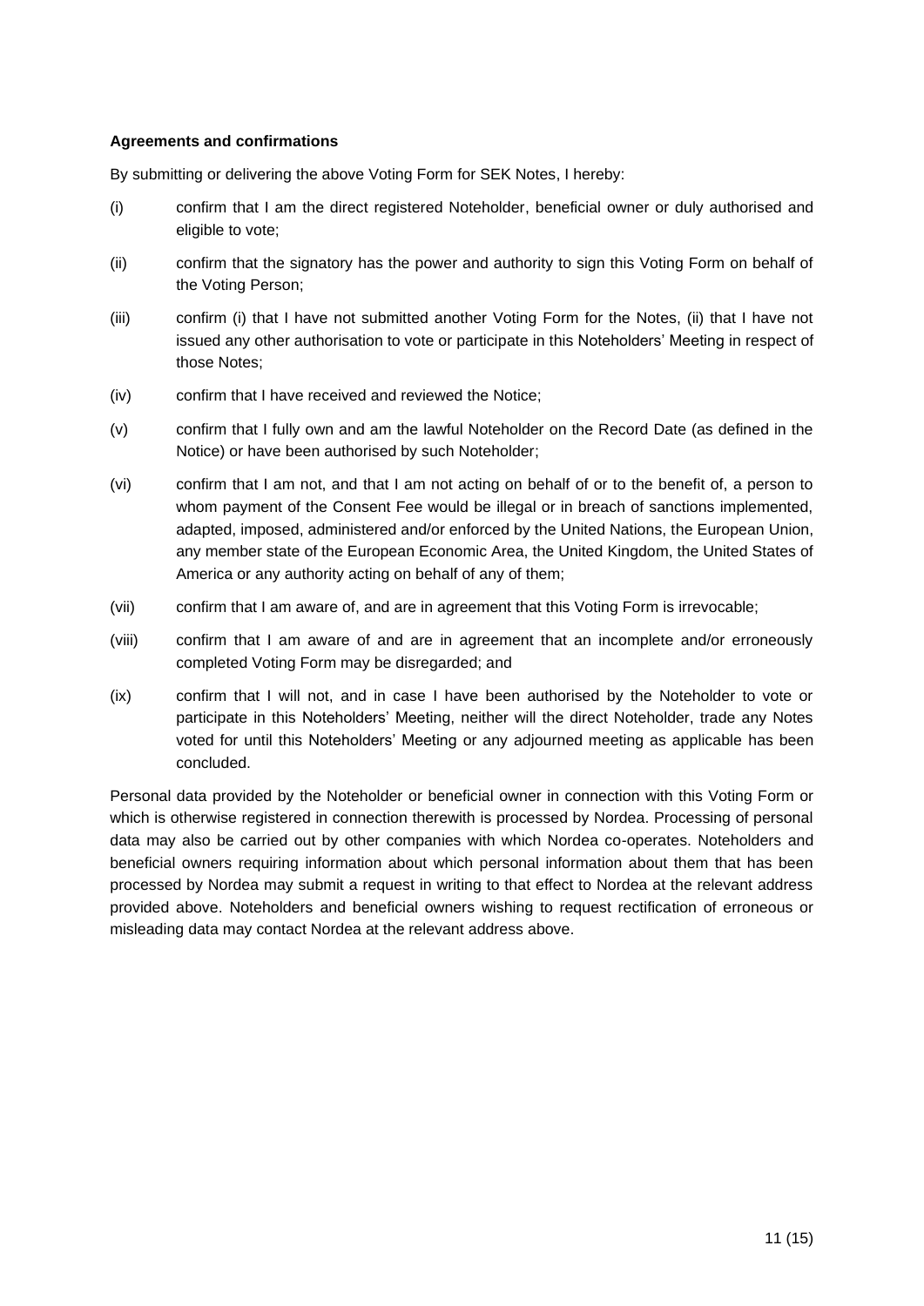**Agreements and confirmations**

By submitting or delivering the above Voting Form for SEK Notes, I hereby:

(i) confirm that I am the direct registered Noteholder, beneficial owner or duly authorised and eligible to vote;

(ii) confirm that the signatory has the power and authority to sign this Voting Form on behalf of the Voting Person;

(iii) confirm (i) that I have not submitted another Voting Form for the Notes, (ii) that I have not issued any other authorisation to vote or participate in this Noteholders' Meeting in respect of those Notes;

(iv) confirm that I have received and reviewed the Notice;

(v) confirm that I fully own and am the lawful Noteholder on the Record Date (as defined in the Notice) or have been authorised by such Noteholder;

(vi) confirm that I am not, and that I am not acting on behalf of or to the benefit of, a person to whom payment of the Consent Fee would be illegal or in breach of sanctions implemented, adapted, imposed, administered and/or enforced by the United Nations, the European Union, any member state of the European Economic Area, the United Kingdom, the United States of America or any authority acting on behalf of any of them;

(vii) confirm that I am aware of, and are in agreement that this Voting Form is irrevocable;

(viii) confirm that I am aware of and are in agreement that an incomplete and/or erroneously completed Voting Form may be disregarded; and

(ix) confirm that I will not, and in case I have been authorised by the Noteholder to vote or participate in this Noteholders' Meeting, neither will the direct Noteholder, trade any Notes voted for until this Noteholders' Meeting or any adjourned meeting as applicable has been concluded.

Personal data provided by the Noteholder or beneficial owner in connection with this Voting Form or which is otherwise registered in connection therewith is processed by Nordea. Processing of personal data may also be carried out by other companies with which Nordea co-operates. Noteholders and beneficial owners requiring information about which personal information about them that has been processed by Nordea may submit a request in writing to that effect to Nordea at the relevant address provided above. Noteholders and beneficial owners wishing to request rectification of erroneous or misleading data may contact Nordea at the relevant address above.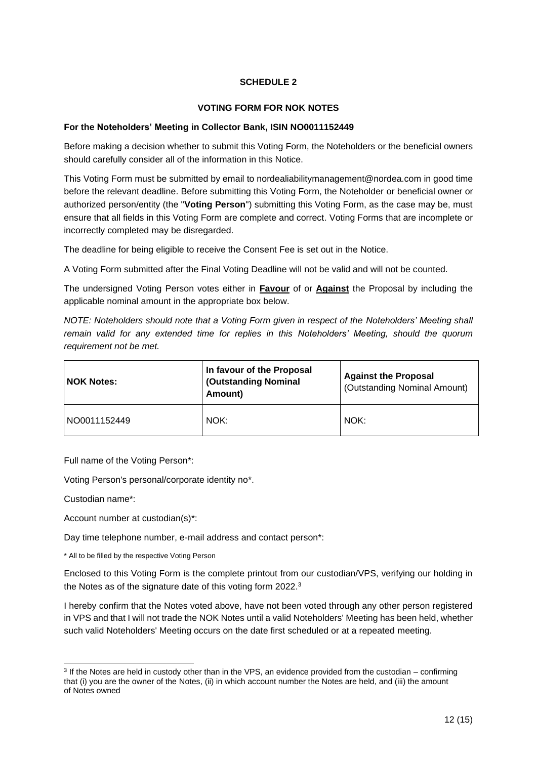## SCHEDULE 2

### VOTING FORM FOR NOK NOTES

**For the Noteholders' Meeting in Collector Bank, ISIN NO0011152449**

Before making a decision whether to submit this Voting Form, the Noteholders or the beneficial owners should carefully consider all of the information in this Notice.

This Voting Form must be submitted by email to nordealiabilitymanagement@nordea.com in good time before the relevant deadline. Before submitting this Voting Form, the Noteholder or beneficial owner or authorized person/entity (the "**Voting Person**") submitting this Voting Form, as the case may be, must ensure that all fields in this Voting Form are complete and correct. Voting Forms that are incomplete or incorrectly completed may be disregarded.

The deadline for being eligible to receive the Consent Fee is set out in the Notice.

A Voting Form submitted after the Final Voting Deadline will not be valid and will not be counted.

The undersigned Voting Person votes either in **Favour** of or **Against** the Proposal by including the applicable nominal amount in the appropriate box below.

*NOTE: Noteholders should note that a Voting Form given in respect of the Noteholders' Meeting shall remain valid for any extended time for replies in this Noteholders' Meeting, should the quorum requirement not be met.*

| **NOK Notes:** | **In favour of the Proposal (Outstanding Nominal Amount)** | **Against the Proposal** (Outstanding Nominal Amount) |
|---|---|---|
| NO0011152449 | NOK: | NOK: |

Full name of the Voting Person*:

Voting Person's personal/corporate identity no*.

Custodian name*:

Account number at custodian(s)*:

Day time telephone number, e-mail address and contact person*:

\* All to be filled by the respective Voting Person

Enclosed to this Voting Form is the complete printout from our custodian/VPS, verifying our holding in the Notes as of the signature date of this voting form 2022.[3]

I hereby confirm that the Notes voted above, have not been voted through any other person registered in VPS and that I will not trade the NOK Notes until a valid Noteholders' Meeting has been held, whether such valid Noteholders' Meeting occurs on the date first scheduled or at a repeated meeting.

---

[3] If the Notes are held in custody other than in the VPS, an evidence provided from the custodian – confirming that (i) you are the owner of the Notes, (ii) in which account number the Notes are held, and (iii) the amount of Notes owned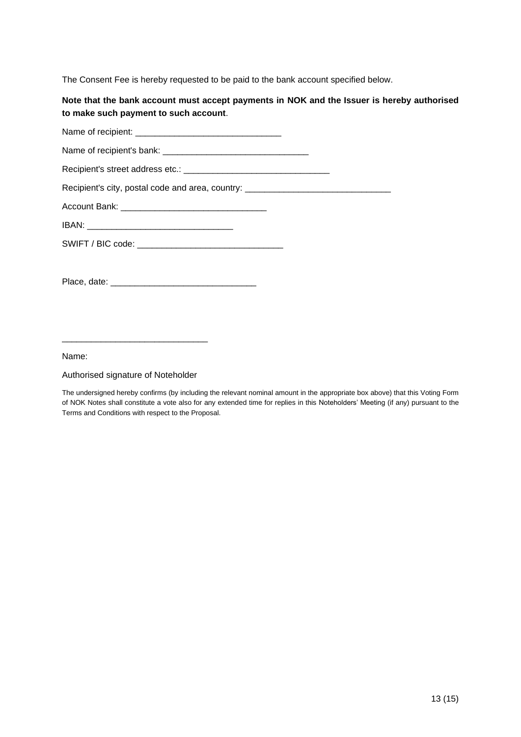The Consent Fee is hereby requested to be paid to the bank account specified below.

**Note that the bank account must accept payments in NOK and the Issuer is hereby authorised to make such payment to such account**.

Name of recipient: ______________________________

Name of recipient's bank: ______________________________

Recipient's street address etc.: ______________________________

Recipient's city, postal code and area, country: ______________________________

Account Bank: ______________________________

IBAN: ______________________________

SWIFT / BIC code: ______________________________

Place, date: ______________________________

______________________________

Name:

Authorised signature of Noteholder

The undersigned hereby confirms (by including the relevant nominal amount in the appropriate box above) that this Voting Form of NOK Notes shall constitute a vote also for any extended time for replies in this Noteholders' Meeting (if any) pursuant to the Terms and Conditions with respect to the Proposal.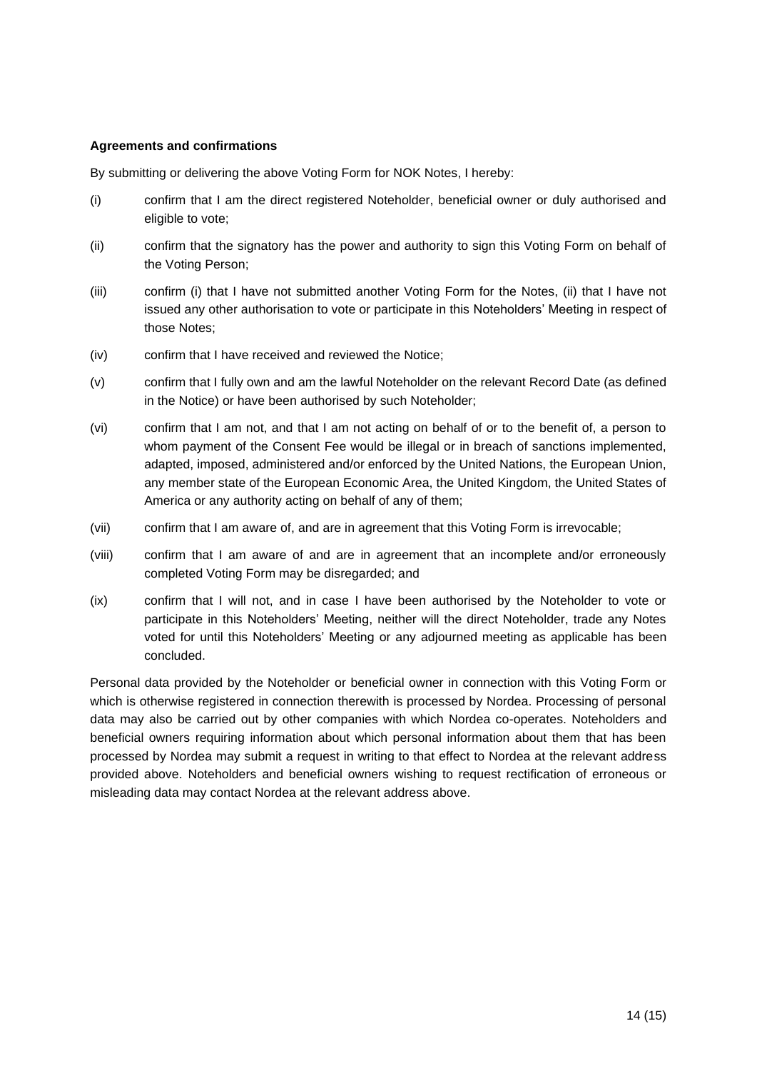**Agreements and confirmations**

By submitting or delivering the above Voting Form for NOK Notes, I hereby:

(i) confirm that I am the direct registered Noteholder, beneficial owner or duly authorised and eligible to vote;

(ii) confirm that the signatory has the power and authority to sign this Voting Form on behalf of the Voting Person;

(iii) confirm (i) that I have not submitted another Voting Form for the Notes, (ii) that I have not issued any other authorisation to vote or participate in this Noteholders' Meeting in respect of those Notes;

(iv) confirm that I have received and reviewed the Notice;

(v) confirm that I fully own and am the lawful Noteholder on the relevant Record Date (as defined in the Notice) or have been authorised by such Noteholder;

(vi) confirm that I am not, and that I am not acting on behalf of or to the benefit of, a person to whom payment of the Consent Fee would be illegal or in breach of sanctions implemented, adapted, imposed, administered and/or enforced by the United Nations, the European Union, any member state of the European Economic Area, the United Kingdom, the United States of America or any authority acting on behalf of any of them;

(vii) confirm that I am aware of, and are in agreement that this Voting Form is irrevocable;

(viii) confirm that I am aware of and are in agreement that an incomplete and/or erroneously completed Voting Form may be disregarded; and

(ix) confirm that I will not, and in case I have been authorised by the Noteholder to vote or participate in this Noteholders' Meeting, neither will the direct Noteholder, trade any Notes voted for until this Noteholders' Meeting or any adjourned meeting as applicable has been concluded.

Personal data provided by the Noteholder or beneficial owner in connection with this Voting Form or which is otherwise registered in connection therewith is processed by Nordea. Processing of personal data may also be carried out by other companies with which Nordea co-operates. Noteholders and beneficial owners requiring information about which personal information about them that has been processed by Nordea may submit a request in writing to that effect to Nordea at the relevant address provided above. Noteholders and beneficial owners wishing to request rectification of erroneous or misleading data may contact Nordea at the relevant address above.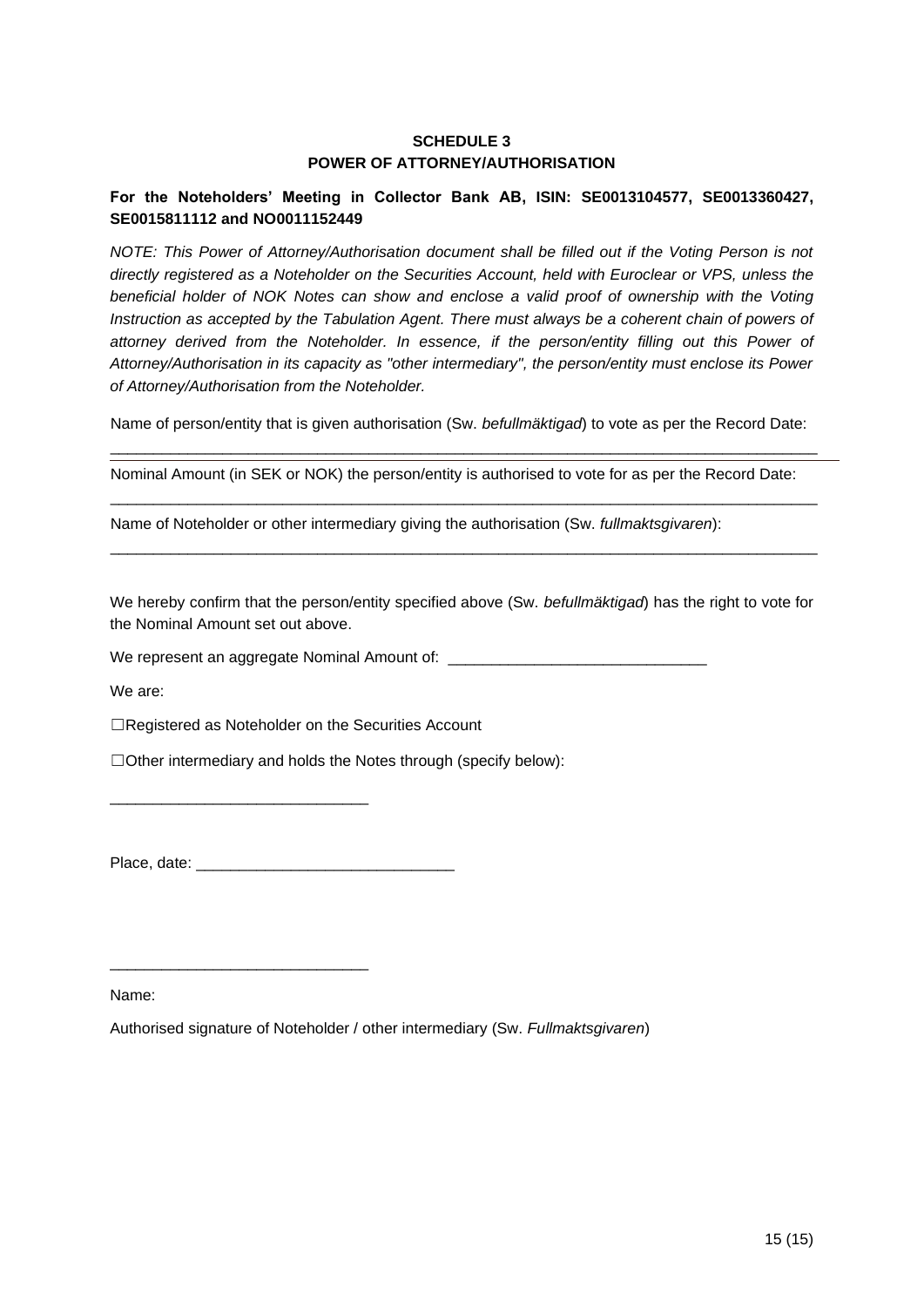## SCHEDULE 3
## POWER OF ATTORNEY/AUTHORISATION

**For the Noteholders' Meeting in Collector Bank AB, ISIN: SE0013104577, SE0013360427, SE0015811112 and NO0011152449**

*NOTE: This Power of Attorney/Authorisation document shall be filled out if the Voting Person is not directly registered as a Noteholder on the Securities Account, held with Euroclear or VPS, unless the beneficial holder of NOK Notes can show and enclose a valid proof of ownership with the Voting Instruction as accepted by the Tabulation Agent. There must always be a coherent chain of powers of attorney derived from the Noteholder. In essence, if the person/entity filling out this Power of Attorney/Authorisation in its capacity as "other intermediary", the person/entity must enclose its Power of Attorney/Authorisation from the Noteholder.*

Name of person/entity that is given authorisation (Sw. *befullmäktigad*) to vote as per the Record Date:

_____________________________________________________________________________________

Nominal Amount (in SEK or NOK) the person/entity is authorised to vote for as per the Record Date:

_____________________________________________________________________________________

Name of Noteholder or other intermediary giving the authorisation (Sw. *fullmaktsgivaren*):

_____________________________________________________________________________________

We hereby confirm that the person/entity specified above (Sw. *befullmäktigad*) has the right to vote for the Nominal Amount set out above.

We represent an aggregate Nominal Amount of: ______________________________

We are:

☐Registered as Noteholder on the Securities Account

☐Other intermediary and holds the Notes through (specify below):

______________________________

Place, date: ______________________________

______________________________

Name:

Authorised signature of Noteholder / other intermediary (Sw. *Fullmaktsgivaren*)